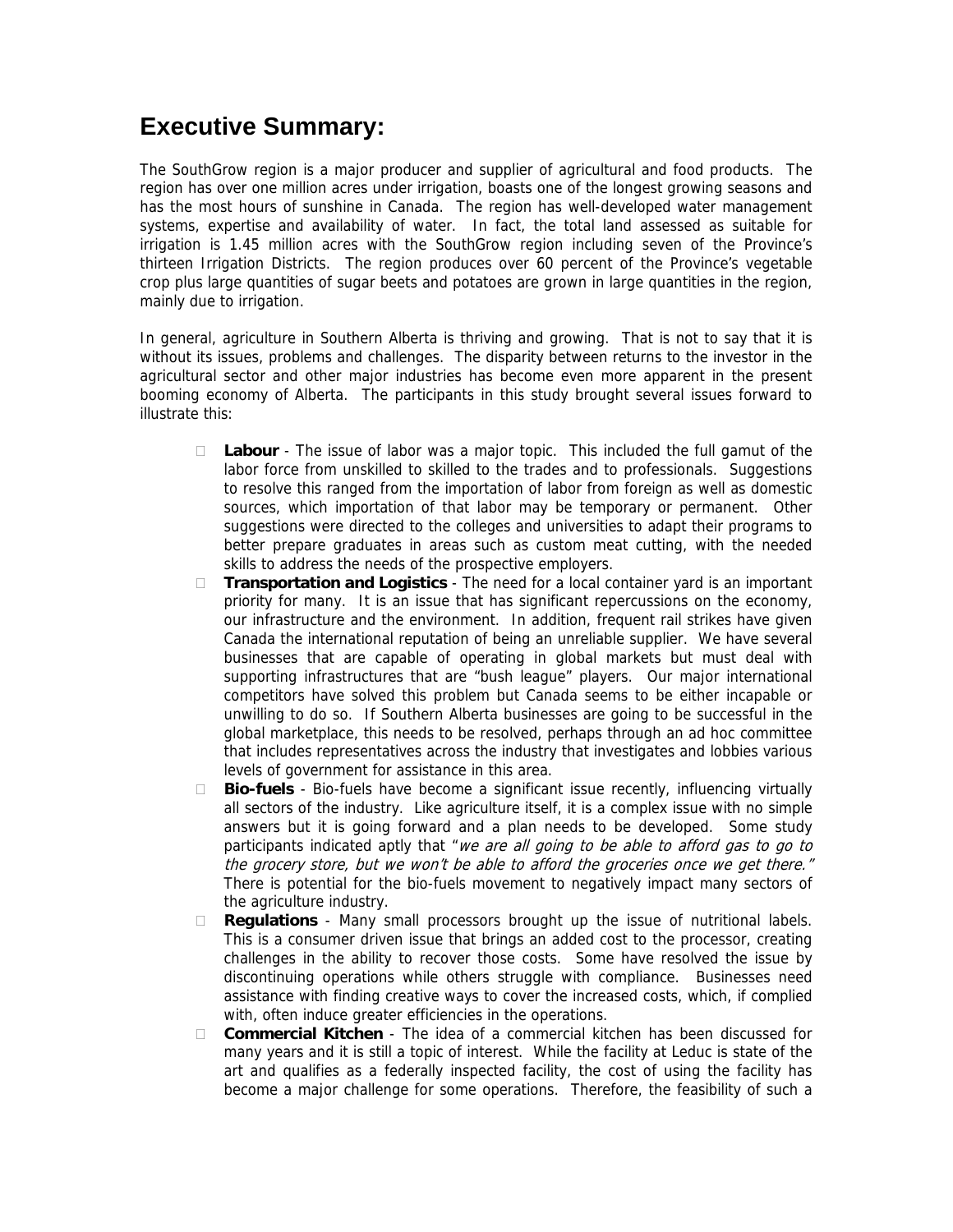# Executive Summary:

The SouthGrow region is a major producer and supplier of agricultural and food products. The region has over one million acres under irrigation, boasts one of the longest growing seasons and has the most hours of sunshine in Canada. The region has well-developed water management systems, expertise and availability of water. In fact, the total land assessed as suitable for irrigation is 1.45 million acres with the SouthGrow region including seven of the Province's thirteen Irrigation Districts. The region produces over 60 percent of the Province's vegetable crop plus large quantities of sugar beets and potatoes are grown in large quantities in the region, mainly due to irrigation.

In general, agriculture in Southern Alberta is thriving and growing. That is not to say that it is without its issues, problems and challenges. The disparity between returns to the investor in the agricultural sector and other major industries has become even more apparent in the present booming economy of Alberta. The participants in this study brought several issues forward to illustrate this:

- **Labour** - The issue of labor was a major topic. This included the full gamut of the labor force from unskilled to skilled to the trades and to professionals. Suggestions to resolve this ranged from the importation of labor from foreign as well as domestic sources, which importation of that labor may be temporary or permanent. Other suggestions were directed to the colleges and universities to adapt their programs to better prepare graduates in areas such as custom meat cutting, with the needed skills to address the needs of the prospective employers.
- **Transportation and Logistics** - The need for a local container yard is an important priority for many. It is an issue that has significant repercussions on the economy, our infrastructure and the environment. In addition, frequent rail strikes have given Canada the international reputation of being an unreliable supplier. We have several businesses that are capable of operating in global markets but must deal with supporting infrastructures that are "bush league" players. Our major international competitors have solved this problem but Canada seems to be either incapable or unwilling to do so. If Southern Alberta businesses are going to be successful in the global marketplace, this needs to be resolved, perhaps through an ad hoc committee that includes representatives across the industry that investigates and lobbies various levels of government for assistance in this area.
- **Bio-fuels** - Bio-fuels have become a significant issue recently, influencing virtually all sectors of the industry. Like agriculture itself, it is a complex issue with no simple answers but it is going forward and a plan needs to be developed. Some study participants indicated aptly that "*we are all going to be able to afford gas to go to the grocery store, but we won't be able to afford the groceries once we get there.*" There is potential for the bio-fuels movement to negatively impact many sectors of the agriculture industry.
- **Regulations** - Many small processors brought up the issue of nutritional labels. This is a consumer driven issue that brings an added cost to the processor, creating challenges in the ability to recover those costs. Some have resolved the issue by discontinuing operations while others struggle with compliance. Businesses need assistance with finding creative ways to cover the increased costs, which, if complied with, often induce greater efficiencies in the operations.
- **Commercial Kitchen** - The idea of a commercial kitchen has been discussed for many years and it is still a topic of interest. While the facility at Leduc is state of the art and qualifies as a federally inspected facility, the cost of using the facility has become a major challenge for some operations. Therefore, the feasibility of such a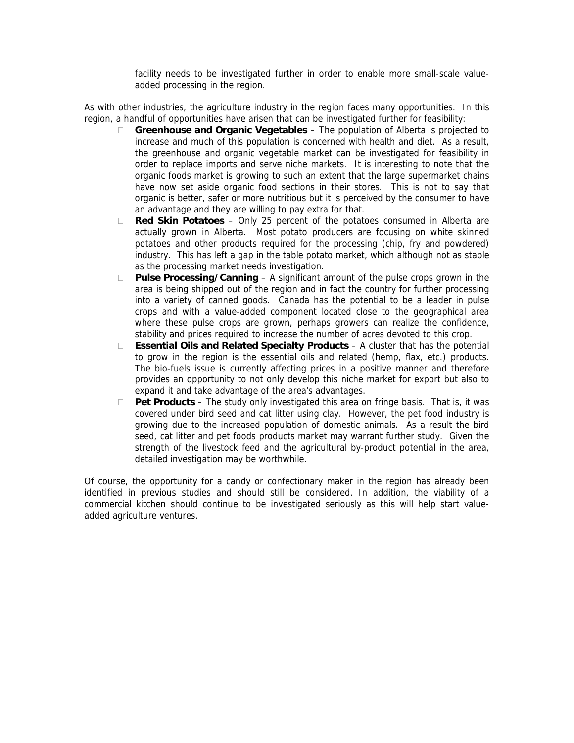facility needs to be investigated further in order to enable more small-scale value-added processing in the region.

As with other industries, the agriculture industry in the region faces many opportunities. In this region, a handful of opportunities have arisen that can be investigated further for feasibility:

- **Greenhouse and Organic Vegetables** – The population of Alberta is projected to increase and much of this population is concerned with health and diet. As a result, the greenhouse and organic vegetable market can be investigated for feasibility in order to replace imports and serve niche markets. It is interesting to note that the organic foods market is growing to such an extent that the large supermarket chains have now set aside organic food sections in their stores. This is not to say that organic is better, safer or more nutritious but it is perceived by the consumer to have an advantage and they are willing to pay extra for that.
- **Red Skin Potatoes** – Only 25 percent of the potatoes consumed in Alberta are actually grown in Alberta. Most potato producers are focusing on white skinned potatoes and other products required for the processing (chip, fry and powdered) industry. This has left a gap in the table potato market, which although not as stable as the processing market needs investigation.
- **Pulse Processing/Canning** – A significant amount of the pulse crops grown in the area is being shipped out of the region and in fact the country for further processing into a variety of canned goods. Canada has the potential to be a leader in pulse crops and with a value-added component located close to the geographical area where these pulse crops are grown, perhaps growers can realize the confidence, stability and prices required to increase the number of acres devoted to this crop.
- **Essential Oils and Related Specialty Products** – A cluster that has the potential to grow in the region is the essential oils and related (hemp, flax, etc.) products. The bio-fuels issue is currently affecting prices in a positive manner and therefore provides an opportunity to not only develop this niche market for export but also to expand it and take advantage of the area's advantages.
- **Pet Products** – The study only investigated this area on fringe basis. That is, it was covered under bird seed and cat litter using clay. However, the pet food industry is growing due to the increased population of domestic animals. As a result the bird seed, cat litter and pet foods products market may warrant further study. Given the strength of the livestock feed and the agricultural by-product potential in the area, detailed investigation may be worthwhile.

Of course, the opportunity for a candy or confectionary maker in the region has already been identified in previous studies and should still be considered. In addition, the viability of a commercial kitchen should continue to be investigated seriously as this will help start value-added agriculture ventures.